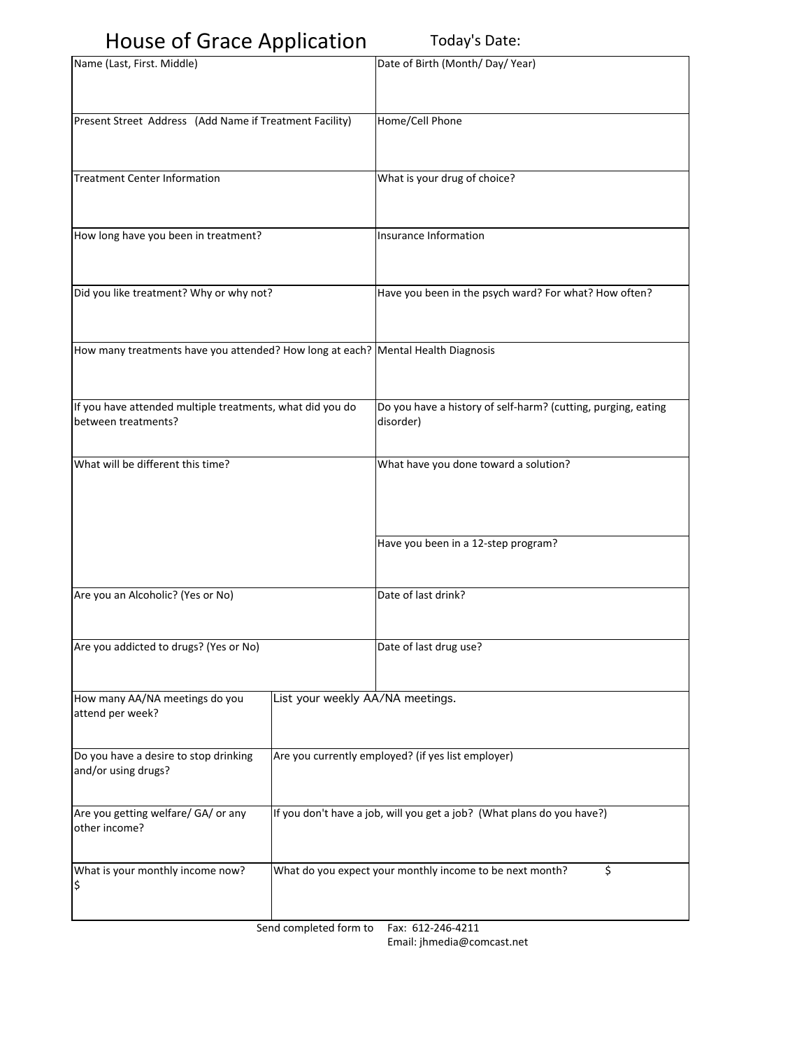# House of Grace Application

Today's Date:

| Name (Last, First. Middle) | Date of Birth (Month/ Day/ Year) |
|---|---|
| Present Street Address (Add Name if Treatment Facility) | Home/Cell Phone |
| Treatment Center Information | What is your drug of choice? |
| How long have you been in treatment? | Insurance Information |
| Did you like treatment? Why or why not? | Have you been in the psych ward? For what? How often? |
| How many treatments have you attended? How long at each? | Mental Health Diagnosis |
| If you have attended multiple treatments, what did you do between treatments? | Do you have a history of self-harm? (cutting, purging, eating disorder) |
| What will be different this time? | What have you done toward a solution? |
| | Have you been in a 12-step program? |
| Are you an Alcoholic? (Yes or No) | Date of last drink? |
| Are you addicted to drugs? (Yes or No) | Date of last drug use? |

| How many AA/NA meetings do you attend per week? | List your weekly AA/NA meetings. |
|---|---|
| Do you have a desire to stop drinking and/or using drugs? | Are you currently employed? (if yes list employer) |
| Are you getting welfare/ GA/ or any other income? | If you don't have a job, will you get a job? (What plans do you have?) |
| What is your monthly income now? $ | What do you expect your monthly income to be next month? $ |

Send completed form to Fax: 612-246-4211
Email: jhmedia@comcast.net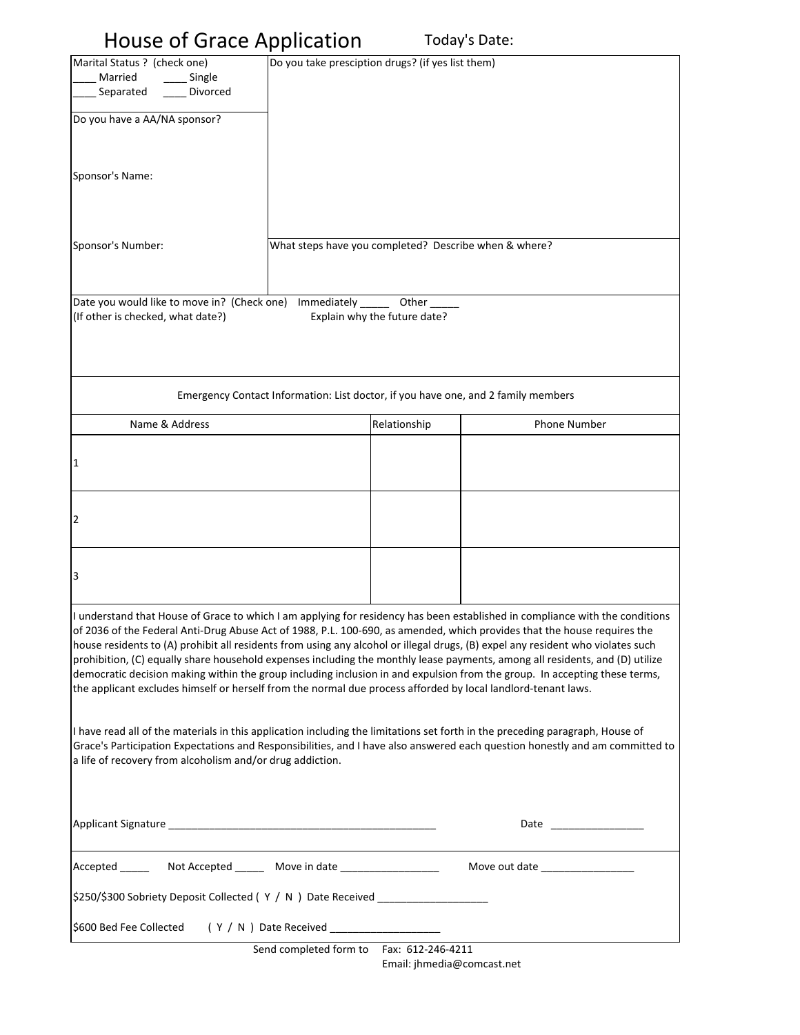# House of Grace Application

Today's Date:

Marital Status ? (check one)
____ Married ____ Single
____ Separated ____ Divorced

Do you take presciption drugs? (if yes list them)

Do you have a AA/NA sponsor?

Sponsor's Name:

Sponsor's Number:

What steps have you completed? Describe when & where?

Date you would like to move in? (Check one) Immediately _____ Other _____
(If other is checked, what date?) Explain why the future date?

Emergency Contact Information: List doctor, if you have one, and 2 family members

| Name & Address | Relationship | Phone Number |
|---|---|---|
| 1 | | |
| 2 | | |
| 3 | | |

I understand that House of Grace to which I am applying for residency has been established in compliance with the conditions of 2036 of the Federal Anti-Drug Abuse Act of 1988, P.L. 100-690, as amended, which provides that the house requires the house residents to (A) prohibit all residents from using any alcohol or illegal drugs, (B) expel any resident who violates such prohibition, (C) equally share household expenses including the monthly lease payments, among all residents, and (D) utilize democratic decision making within the group including inclusion in and expulsion from the group. In accepting these terms, the applicant excludes himself or herself from the normal due process afforded by local landlord-tenant laws.

I have read all of the materials in this application including the limitations set forth in the preceding paragraph, House of Grace's Participation Expectations and Responsibilities, and I have also answered each question honestly and am committed to a life of recovery from alcoholism and/or drug addiction.

Applicant Signature ______________________________________________ Date ________________

Accepted _____ Not Accepted _____ Move in date _________________ Move out date ________________

$250/$300 Sobriety Deposit Collected ( Y / N ) Date Received ___________________

$600 Bed Fee Collected ( Y / N ) Date Received ___________________

Send completed form to Fax: 612-246-4211
Email: jhmedia@comcast.net